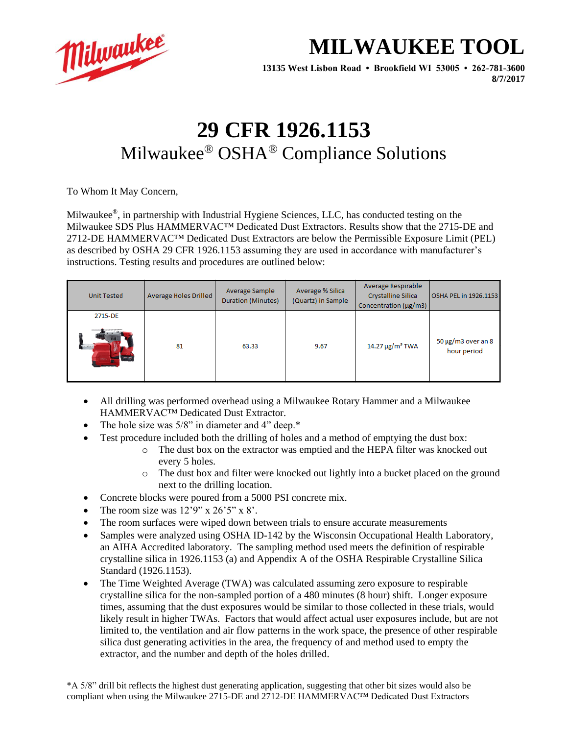# MILWAUKEE TOOL

**13135 West Lisbon Road • Brookfield WI 53005 • 262-781-3600**
**8/7/2017**

# 29 CFR 1926.1153

## Milwaukee® OSHA® Compliance Solutions

To Whom It May Concern,

Milwaukee®, in partnership with Industrial Hygiene Sciences, LLC, has conducted testing on the Milwaukee SDS Plus HAMMERVAC™ Dedicated Dust Extractors. Results show that the 2715-DE and 2712-DE HAMMERVAC™ Dedicated Dust Extractors are below the Permissible Exposure Limit (PEL) as described by OSHA 29 CFR 1926.1153 assuming they are used in accordance with manufacturer's instructions. Testing results and procedures are outlined below:

| Unit Tested | Average Holes Drilled | Average Sample Duration (Minutes) | Average % Silica (Quartz) in Sample | Average Respirable Crystalline Silica Concentration (µg/m3) | OSHA PEL in 1926.1153 |
|---|---|---|---|---|---|
| 2715-DE | 81 | 63.33 | 9.67 | 14.27 µg/m³ TWA | 50 µg/m3 over an 8 hour period |

- All drilling was performed overhead using a Milwaukee Rotary Hammer and a Milwaukee HAMMERVAC™ Dedicated Dust Extractor.
- The hole size was 5/8" in diameter and 4" deep.*
- Test procedure included both the drilling of holes and a method of emptying the dust box:
  - The dust box on the extractor was emptied and the HEPA filter was knocked out every 5 holes.
  - The dust box and filter were knocked out lightly into a bucket placed on the ground next to the drilling location.
- Concrete blocks were poured from a 5000 PSI concrete mix.
- The room size was 12'9" x 26'5" x 8'.
- The room surfaces were wiped down between trials to ensure accurate measurements
- Samples were analyzed using OSHA ID-142 by the Wisconsin Occupational Health Laboratory, an AIHA Accredited laboratory. The sampling method used meets the definition of respirable crystalline silica in 1926.1153 (a) and Appendix A of the OSHA Respirable Crystalline Silica Standard (1926.1153).
- The Time Weighted Average (TWA) was calculated assuming zero exposure to respirable crystalline silica for the non-sampled portion of a 480 minutes (8 hour) shift. Longer exposure times, assuming that the dust exposures would be similar to those collected in these trials, would likely result in higher TWAs. Factors that would affect actual user exposures include, but are not limited to, the ventilation and air flow patterns in the work space, the presence of other respirable silica dust generating activities in the area, the frequency of and method used to empty the extractor, and the number and depth of the holes drilled.

*A 5/8" drill bit reflects the highest dust generating application, suggesting that other bit sizes would also be compliant when using the Milwaukee 2715-DE and 2712-DE HAMMERVAC™ Dedicated Dust Extractors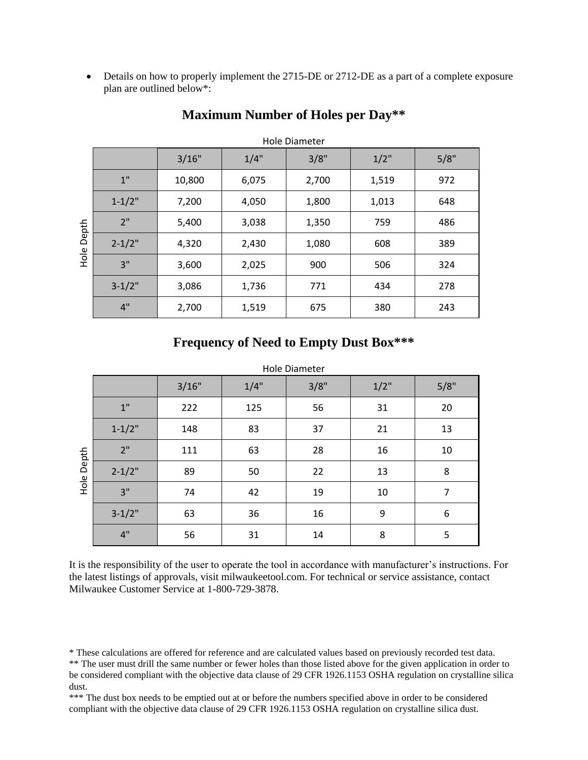- Details on how to properly implement the 2715-DE or 2712-DE as a part of a complete exposure plan are outlined below*:

## Maximum Number of Holes per Day**

| Hole Depth \ Hole Diameter | 3/16" | 1/4" | 3/8" | 1/2" | 5/8" |
|---|---|---|---|---|---|
| 1" | 10,800 | 6,075 | 2,700 | 1,519 | 972 |
| 1-1/2" | 7,200 | 4,050 | 1,800 | 1,013 | 648 |
| 2" | 5,400 | 3,038 | 1,350 | 759 | 486 |
| 2-1/2" | 4,320 | 2,430 | 1,080 | 608 | 389 |
| 3" | 3,600 | 2,025 | 900 | 506 | 324 |
| 3-1/2" | 3,086 | 1,736 | 771 | 434 | 278 |
| 4" | 2,700 | 1,519 | 675 | 380 | 243 |

## Frequency of Need to Empty Dust Box***

| Hole Depth \ Hole Diameter | 3/16" | 1/4" | 3/8" | 1/2" | 5/8" |
|---|---|---|---|---|---|
| 1" | 222 | 125 | 56 | 31 | 20 |
| 1-1/2" | 148 | 83 | 37 | 21 | 13 |
| 2" | 111 | 63 | 28 | 16 | 10 |
| 2-1/2" | 89 | 50 | 22 | 13 | 8 |
| 3" | 74 | 42 | 19 | 10 | 7 |
| 3-1/2" | 63 | 36 | 16 | 9 | 6 |
| 4" | 56 | 31 | 14 | 8 | 5 |

It is the responsibility of the user to operate the tool in accordance with manufacturer's instructions. For the latest listings of approvals, visit milwaukeetool.com. For technical or service assistance, contact Milwaukee Customer Service at 1-800-729-3878.

* These calculations are offered for reference and are calculated values based on previously recorded test data.

** The user must drill the same number or fewer holes than those listed above for the given application in order to be considered compliant with the objective data clause of 29 CFR 1926.1153 OSHA regulation on crystalline silica dust.

*** The dust box needs to be emptied out at or before the numbers specified above in order to be considered compliant with the objective data clause of 29 CFR 1926.1153 OSHA regulation on crystalline silica dust.